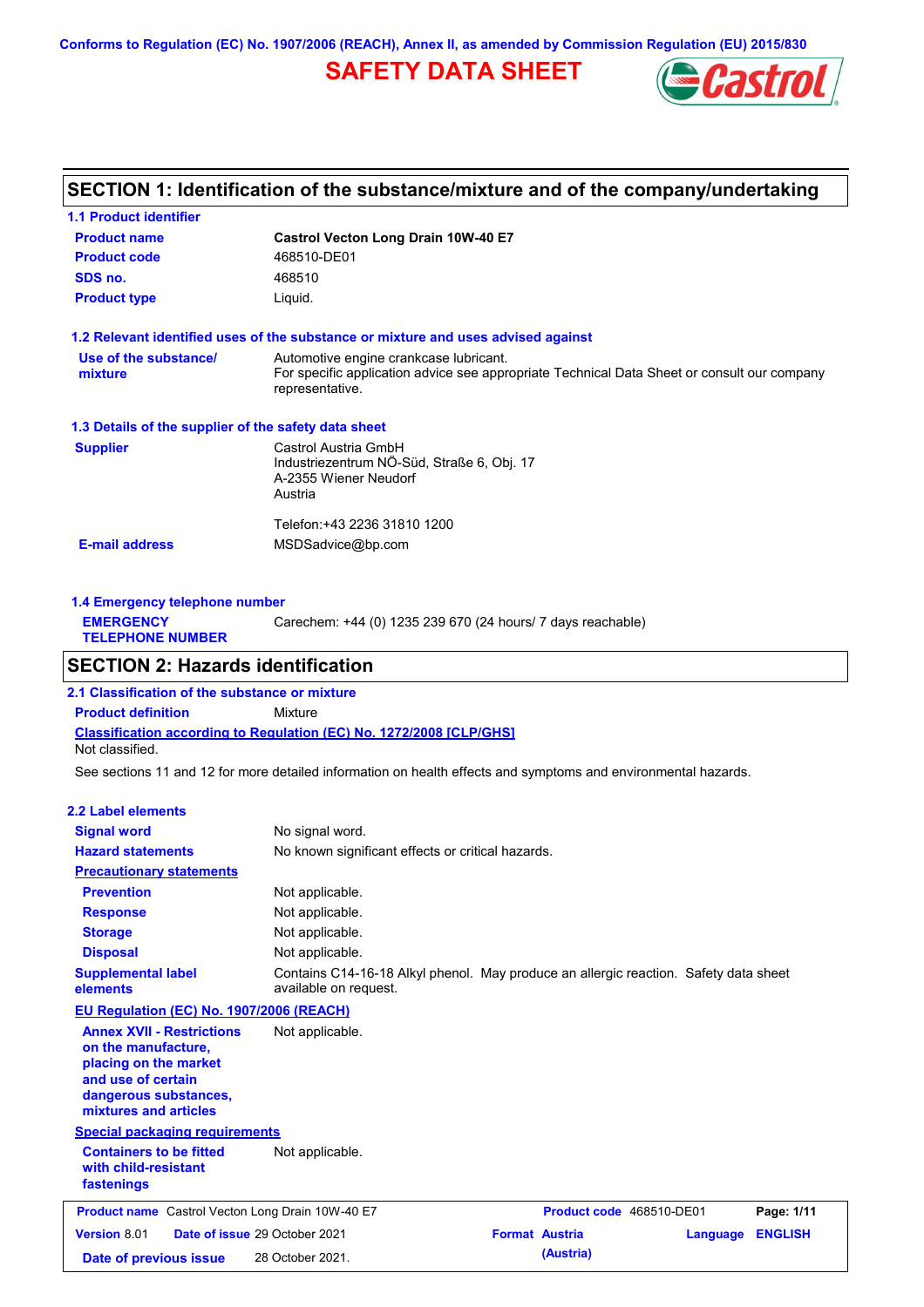Conforms to Regulation (EC) No. 1907/2006 (REACH), Annex II, as amended by Commission Regulation (EU) 2015/830

# SAFETY DATA SHEET

## SECTION 1: Identification of the substance/mixture and of the company/undertaking

### 1.1 Product identifier

| | |
|---|---|
| **Product name** | **Castrol Vecton Long Drain 10W-40 E7** |
| **Product code** | 468510-DE01 |
| **SDS no.** | 468510 |
| **Product type** | Liquid. |

### 1.2 Relevant identified uses of the substance or mixture and uses advised against

| | |
|---|---|
| **Use of the substance/ mixture** | Automotive engine crankcase lubricant. For specific application advice see appropriate Technical Data Sheet or consult our company representative. |

### 1.3 Details of the supplier of the safety data sheet

| | |
|---|---|
| **Supplier** | Castrol Austria GmbH<br>Industriezentrum NÖ-Süd, Straße 6, Obj. 17<br>A-2355 Wiener Neudorf<br>Austria<br><br>Telefon:+43 2236 31810 1200 |
| **E-mail address** | MSDSadvice@bp.com |

### 1.4 Emergency telephone number

| | |
|---|---|
| **EMERGENCY TELEPHONE NUMBER** | Carechem: +44 (0) 1235 239 670 (24 hours/ 7 days reachable) |

## SECTION 2: Hazards identification

### 2.1 Classification of the substance or mixture

**Product definition** Mixture

**Classification according to Regulation (EC) No. 1272/2008 [CLP/GHS]**

Not classified.

See sections 11 and 12 for more detailed information on health effects and symptoms and environmental hazards.

### 2.2 Label elements

| | |
|---|---|
| **Signal word** | No signal word. |
| **Hazard statements** | No known significant effects or critical hazards. |
| **Precautionary statements** | |
| **Prevention** | Not applicable. |
| **Response** | Not applicable. |
| **Storage** | Not applicable. |
| **Disposal** | Not applicable. |
| **Supplemental label elements** | Contains C14-16-18 Alkyl phenol. May produce an allergic reaction. Safety data sheet available on request. |
| **EU Regulation (EC) No. 1907/2006 (REACH)** | |
| **Annex XVII - Restrictions on the manufacture, placing on the market and use of certain dangerous substances, mixtures and articles** | Not applicable. |
| **Special packaging requirements** | |
| **Containers to be fitted with child-resistant fastenings** | Not applicable. |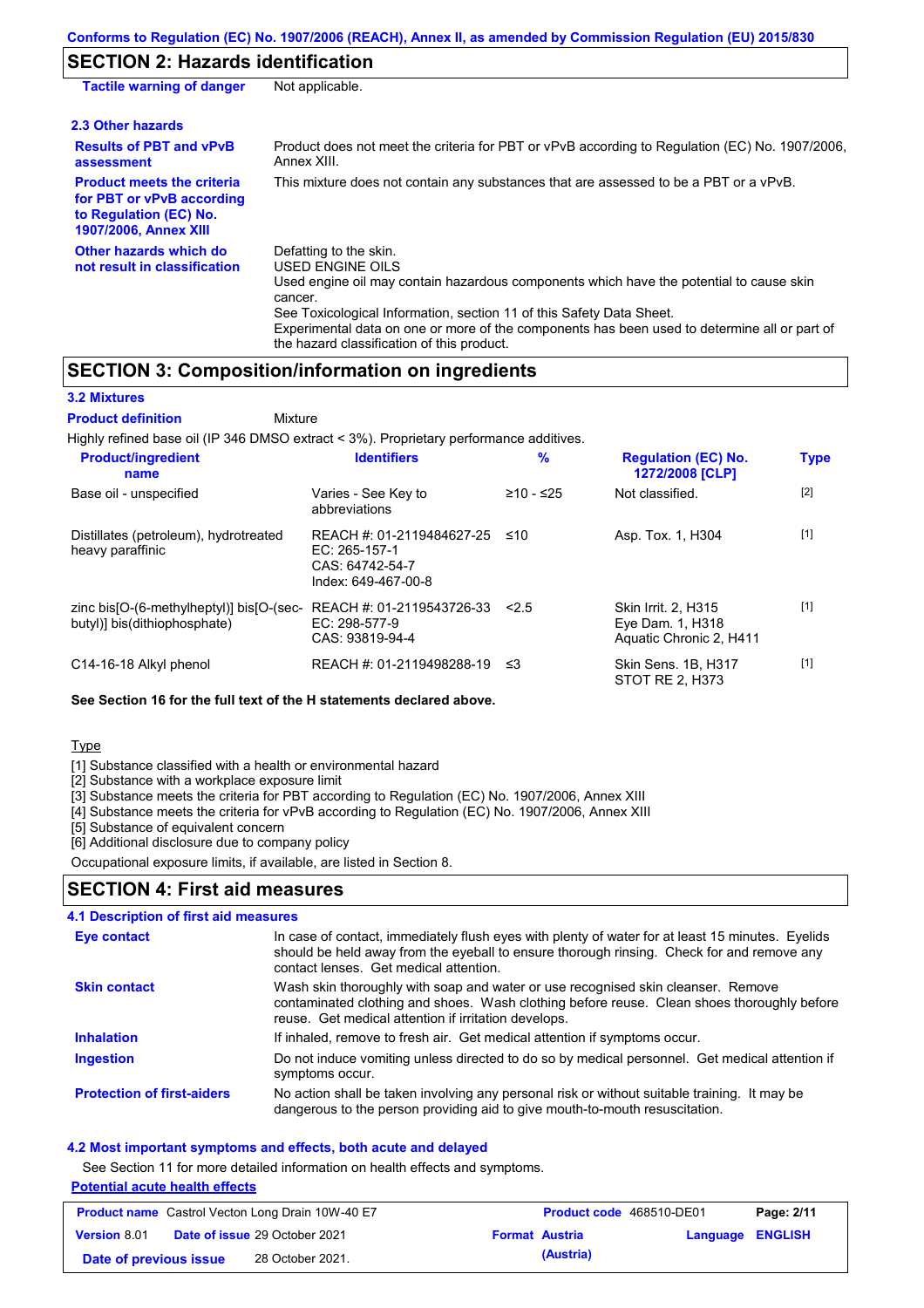## SECTION 2: Hazards identification

| | |
|---|---|
| **Tactile warning of danger** | Not applicable. |

### 2.3 Other hazards

| | |
|---|---|
| **Results of PBT and vPvB assessment** | Product does not meet the criteria for PBT or vPvB according to Regulation (EC) No. 1907/2006, Annex XIII. |
| **Product meets the criteria for PBT or vPvB according to Regulation (EC) No. 1907/2006, Annex XIII** | This mixture does not contain any substances that are assessed to be a PBT or a vPvB. |
| **Other hazards which do not result in classification** | Defatting to the skin.<br>USED ENGINE OILS<br>Used engine oil may contain hazardous components which have the potential to cause skin cancer.<br>See Toxicological Information, section 11 of this Safety Data Sheet.<br>Experimental data on one or more of the components has been used to determine all or part of the hazard classification of this product. |

## SECTION 3: Composition/information on ingredients

### 3.2 Mixtures

**Product definition** Mixture

Highly refined base oil (IP 346 DMSO extract < 3%). Proprietary performance additives.

| Product/ingredient name | Identifiers | % | Regulation (EC) No. 1272/2008 [CLP] | Type |
|---|---|---|---|---|
| Base oil - unspecified | Varies - See Key to abbreviations | ≥10 - ≤25 | Not classified. | [2] |
| Distillates (petroleum), hydrotreated heavy paraffinic | REACH #: 01-2119484627-25<br>EC: 265-157-1<br>CAS: 64742-54-7<br>Index: 649-467-00-8 | ≤10 | Asp. Tox. 1, H304 | [1] |
| zinc bis[O-(6-methylheptyl)] bis[O-(sec-butyl)] bis(dithiophosphate) | REACH #: 01-2119543726-33<br>EC: 298-577-9<br>CAS: 93819-94-4 | <2.5 | Skin Irrit. 2, H315<br>Eye Dam. 1, H318<br>Aquatic Chronic 2, H411 | [1] |
| C14-16-18 Alkyl phenol | REACH #: 01-2119498288-19 | ≤3 | Skin Sens. 1B, H317<br>STOT RE 2, H373 | [1] |

**See Section 16 for the full text of the H statements declared above.**

Type

[1] Substance classified with a health or environmental hazard
[2] Substance with a workplace exposure limit
[3] Substance meets the criteria for PBT according to Regulation (EC) No. 1907/2006, Annex XIII
[4] Substance meets the criteria for vPvB according to Regulation (EC) No. 1907/2006, Annex XIII
[5] Substance of equivalent concern
[6] Additional disclosure due to company policy

Occupational exposure limits, if available, are listed in Section 8.

## SECTION 4: First aid measures

### 4.1 Description of first aid measures

| | |
|---|---|
| **Eye contact** | In case of contact, immediately flush eyes with plenty of water for at least 15 minutes. Eyelids should be held away from the eyeball to ensure thorough rinsing. Check for and remove any contact lenses. Get medical attention. |
| **Skin contact** | Wash skin thoroughly with soap and water or use recognised skin cleanser. Remove contaminated clothing and shoes. Wash clothing before reuse. Clean shoes thoroughly before reuse. Get medical attention if irritation develops. |
| **Inhalation** | If inhaled, remove to fresh air. Get medical attention if symptoms occur. |
| **Ingestion** | Do not induce vomiting unless directed to do so by medical personnel. Get medical attention if symptoms occur. |
| **Protection of first-aiders** | No action shall be taken involving any personal risk or without suitable training. It may be dangerous to the person providing aid to give mouth-to-mouth resuscitation. |

### 4.2 Most important symptoms and effects, both acute and delayed

See Section 11 for more detailed information on health effects and symptoms.

Potential acute health effects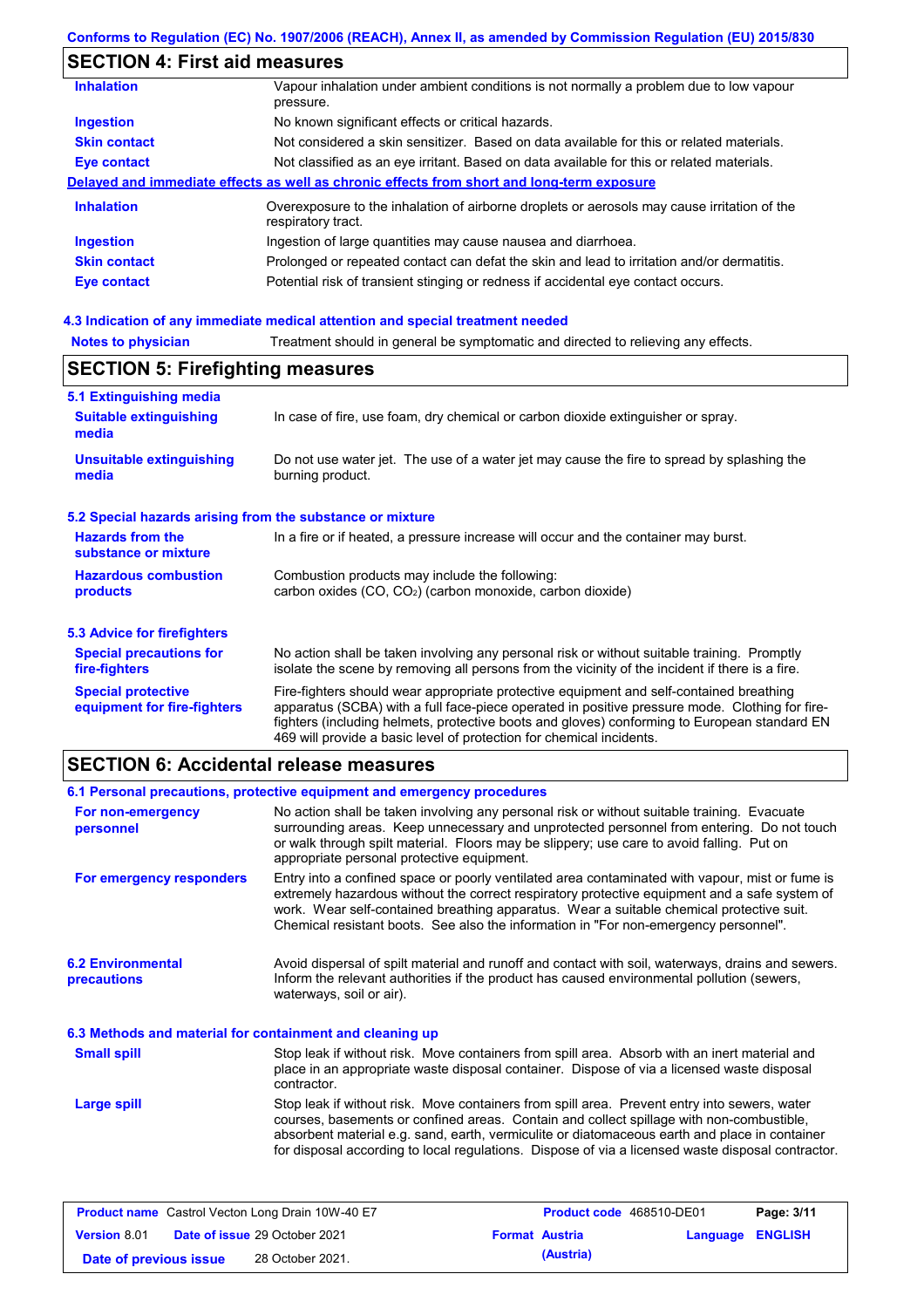## SECTION 4: First aid measures

| | |
|---|---|
| **Inhalation** | Vapour inhalation under ambient conditions is not normally a problem due to low vapour pressure. |
| **Ingestion** | No known significant effects or critical hazards. |
| **Skin contact** | Not considered a skin sensitizer. Based on data available for this or related materials. |
| **Eye contact** | Not classified as an eye irritant. Based on data available for this or related materials. |

**Delayed and immediate effects as well as chronic effects from short and long-term exposure**

| | |
|---|---|
| **Inhalation** | Overexposure to the inhalation of airborne droplets or aerosols may cause irritation of the respiratory tract. |
| **Ingestion** | Ingestion of large quantities may cause nausea and diarrhoea. |
| **Skin contact** | Prolonged or repeated contact can defat the skin and lead to irritation and/or dermatitis. |
| **Eye contact** | Potential risk of transient stinging or redness if accidental eye contact occurs. |

### 4.3 Indication of any immediate medical attention and special treatment needed

| | |
|---|---|
| **Notes to physician** | Treatment should in general be symptomatic and directed to relieving any effects. |

## SECTION 5: Firefighting measures

### 5.1 Extinguishing media

| | |
|---|---|
| **Suitable extinguishing media** | In case of fire, use foam, dry chemical or carbon dioxide extinguisher or spray. |
| **Unsuitable extinguishing media** | Do not use water jet. The use of a water jet may cause the fire to spread by splashing the burning product. |

### 5.2 Special hazards arising from the substance or mixture

| | |
|---|---|
| **Hazards from the substance or mixture** | In a fire or if heated, a pressure increase will occur and the container may burst. |
| **Hazardous combustion products** | Combustion products may include the following: carbon oxides (CO, $CO_2$) (carbon monoxide, carbon dioxide) |

### 5.3 Advice for firefighters

| | |
|---|---|
| **Special precautions for fire-fighters** | No action shall be taken involving any personal risk or without suitable training. Promptly isolate the scene by removing all persons from the vicinity of the incident if there is a fire. |
| **Special protective equipment for fire-fighters** | Fire-fighters should wear appropriate protective equipment and self-contained breathing apparatus (SCBA) with a full face-piece operated in positive pressure mode. Clothing for fire-fighters (including helmets, protective boots and gloves) conforming to European standard EN 469 will provide a basic level of protection for chemical incidents. |

## SECTION 6: Accidental release measures

### 6.1 Personal precautions, protective equipment and emergency procedures

| | |
|---|---|
| **For non-emergency personnel** | No action shall be taken involving any personal risk or without suitable training. Evacuate surrounding areas. Keep unnecessary and unprotected personnel from entering. Do not touch or walk through spilt material. Floors may be slippery; use care to avoid falling. Put on appropriate personal protective equipment. |
| **For emergency responders** | Entry into a confined space or poorly ventilated area contaminated with vapour, mist or fume is extremely hazardous without the correct respiratory protective equipment and a safe system of work. Wear self-contained breathing apparatus. Wear a suitable chemical protective suit. Chemical resistant boots. See also the information in "For non-emergency personnel". |

| | |
|---|---|
| **6.2 Environmental precautions** | Avoid dispersal of spilt material and runoff and contact with soil, waterways, drains and sewers. Inform the relevant authorities if the product has caused environmental pollution (sewers, waterways, soil or air). |

### 6.3 Methods and material for containment and cleaning up

| | |
|---|---|
| **Small spill** | Stop leak if without risk. Move containers from spill area. Absorb with an inert material and place in an appropriate waste disposal container. Dispose of via a licensed waste disposal contractor. |
| **Large spill** | Stop leak if without risk. Move containers from spill area. Prevent entry into sewers, water courses, basements or confined areas. Contain and collect spillage with non-combustible, absorbent material e.g. sand, earth, vermiculite or diatomaceous earth and place in container for disposal according to local regulations. Dispose of via a licensed waste disposal contractor. |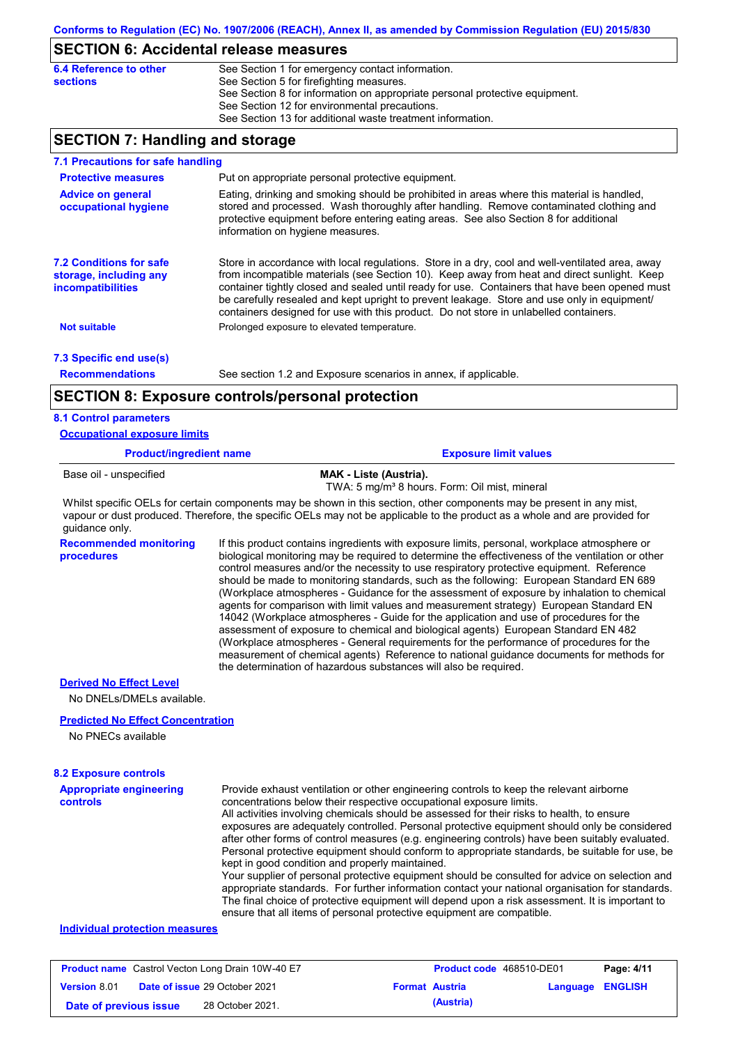Conforms to Regulation (EC) No. 1907/2006 (REACH), Annex II, as amended by Commission Regulation (EU) 2015/830

## SECTION 6: Accidental release measures

**6.4 Reference to other sections**

See Section 1 for emergency contact information.
See Section 5 for firefighting measures.
See Section 8 for information on appropriate personal protective equipment.
See Section 12 for environmental precautions.
See Section 13 for additional waste treatment information.

## SECTION 7: Handling and storage

### 7.1 Precautions for safe handling

**Protective measures**

Put on appropriate personal protective equipment.

**Advice on general occupational hygiene**

Eating, drinking and smoking should be prohibited in areas where this material is handled, stored and processed. Wash thoroughly after handling. Remove contaminated clothing and protective equipment before entering eating areas. See also Section 8 for additional information on hygiene measures.

### 7.2 Conditions for safe storage, including any incompatibilities

Store in accordance with local regulations. Store in a dry, cool and well-ventilated area, away from incompatible materials (see Section 10). Keep away from heat and direct sunlight. Keep container tightly closed and sealed until ready for use. Containers that have been opened must be carefully resealed and kept upright to prevent leakage. Store and use only in equipment/ containers designed for use with this product. Do not store in unlabelled containers.

**Not suitable**

Prolonged exposure to elevated temperature.

### 7.3 Specific end use(s)

**Recommendations**

See section 1.2 and Exposure scenarios in annex, if applicable.

## SECTION 8: Exposure controls/personal protection

### 8.1 Control parameters

**Occupational exposure limits**

| Product/ingredient name | Exposure limit values |
|---|---|
| Base oil - unspecified | **MAK - Liste (Austria).**<br>TWA: 5 mg/m³ 8 hours. Form: Oil mist, mineral |

Whilst specific OELs for certain components may be shown in this section, other components may be present in any mist, vapour or dust produced. Therefore, the specific OELs may not be applicable to the product as a whole and are provided for guidance only.

**Recommended monitoring procedures**

If this product contains ingredients with exposure limits, personal, workplace atmosphere or biological monitoring may be required to determine the effectiveness of the ventilation or other control measures and/or the necessity to use respiratory protective equipment. Reference should be made to monitoring standards, such as the following: European Standard EN 689 (Workplace atmospheres - Guidance for the assessment of exposure by inhalation to chemical agents for comparison with limit values and measurement strategy) European Standard EN 14042 (Workplace atmospheres - Guide for the application and use of procedures for the assessment of exposure to chemical and biological agents) European Standard EN 482 (Workplace atmospheres - General requirements for the performance of procedures for the measurement of chemical agents) Reference to national guidance documents for methods for the determination of hazardous substances will also be required.

**Derived No Effect Level**

No DNELs/DMELs available.

**Predicted No Effect Concentration**

No PNECs available

### 8.2 Exposure controls

**Appropriate engineering controls**

Provide exhaust ventilation or other engineering controls to keep the relevant airborne concentrations below their respective occupational exposure limits.
All activities involving chemicals should be assessed for their risks to health, to ensure exposures are adequately controlled. Personal protective equipment should only be considered after other forms of control measures (e.g. engineering controls) have been suitably evaluated. Personal protective equipment should conform to appropriate standards, be suitable for use, be kept in good condition and properly maintained.
Your supplier of personal protective equipment should be consulted for advice on selection and appropriate standards. For further information contact your national organisation for standards. The final choice of protective equipment will depend upon a risk assessment. It is important to ensure that all items of personal protective equipment are compatible.

**Individual protection measures**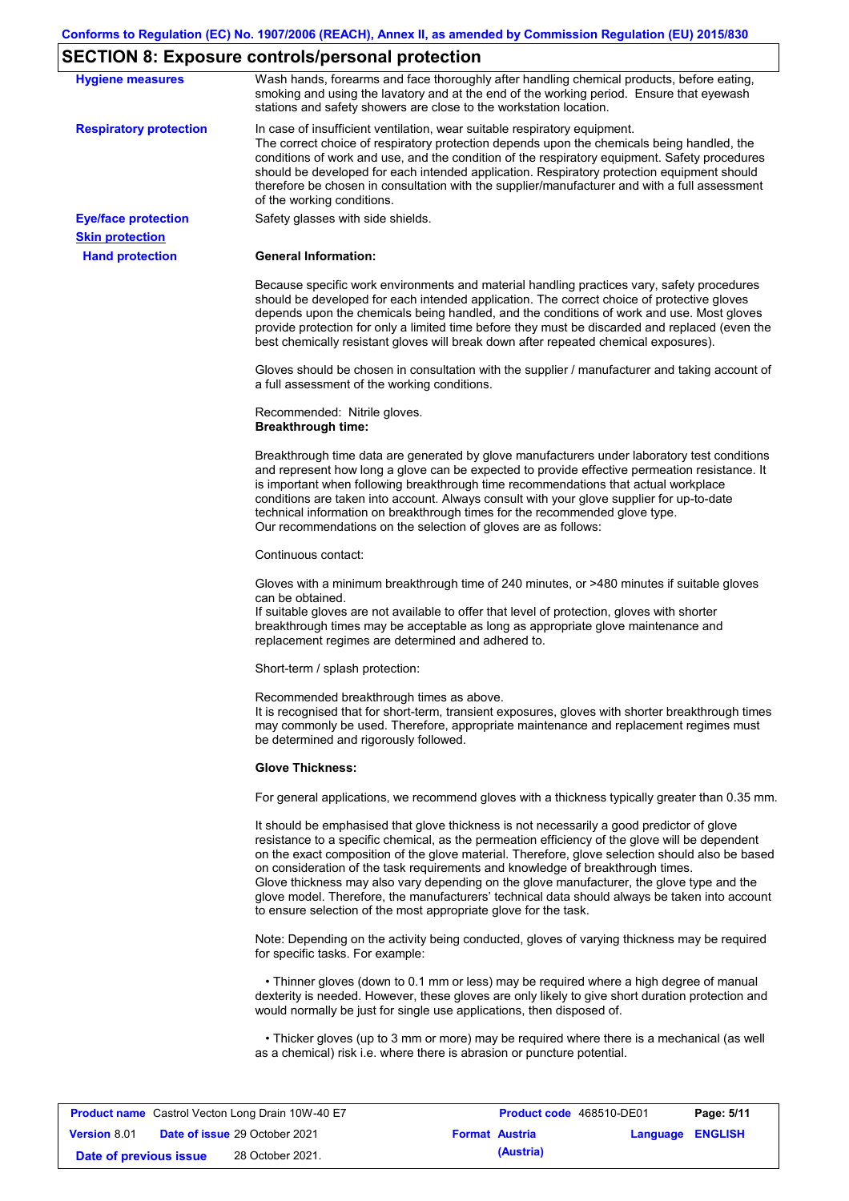## SECTION 8: Exposure controls/personal protection

**Hygiene measures**

Wash hands, forearms and face thoroughly after handling chemical products, before eating, smoking and using the lavatory and at the end of the working period. Ensure that eyewash stations and safety showers are close to the workstation location.

**Respiratory protection**

In case of insufficient ventilation, wear suitable respiratory equipment.
The correct choice of respiratory protection depends upon the chemicals being handled, the conditions of work and use, and the condition of the respiratory equipment. Safety procedures should be developed for each intended application. Respiratory protection equipment should therefore be chosen in consultation with the supplier/manufacturer and with a full assessment of the working conditions.

**Eye/face protection**

Safety glasses with side shields.

**Skin protection**

**Hand protection**

**General Information:**

Because specific work environments and material handling practices vary, safety procedures should be developed for each intended application. The correct choice of protective gloves depends upon the chemicals being handled, and the conditions of work and use. Most gloves provide protection for only a limited time before they must be discarded and replaced (even the best chemically resistant gloves will break down after repeated chemical exposures).

Gloves should be chosen in consultation with the supplier / manufacturer and taking account of a full assessment of the working conditions.

Recommended: Nitrile gloves.

**Breakthrough time:**

Breakthrough time data are generated by glove manufacturers under laboratory test conditions and represent how long a glove can be expected to provide effective permeation resistance. It is important when following breakthrough time recommendations that actual workplace conditions are taken into account. Always consult with your glove supplier for up-to-date technical information on breakthrough times for the recommended glove type.
Our recommendations on the selection of gloves are as follows:

Continuous contact:

Gloves with a minimum breakthrough time of 240 minutes, or >480 minutes if suitable gloves can be obtained.
If suitable gloves are not available to offer that level of protection, gloves with shorter breakthrough times may be acceptable as long as appropriate glove maintenance and replacement regimes are determined and adhered to.

Short-term / splash protection:

Recommended breakthrough times as above.
It is recognised that for short-term, transient exposures, gloves with shorter breakthrough times may commonly be used. Therefore, appropriate maintenance and replacement regimes must be determined and rigorously followed.

**Glove Thickness:**

For general applications, we recommend gloves with a thickness typically greater than 0.35 mm.

It should be emphasised that glove thickness is not necessarily a good predictor of glove resistance to a specific chemical, as the permeation efficiency of the glove will be dependent on the exact composition of the glove material. Therefore, glove selection should also be based on consideration of the task requirements and knowledge of breakthrough times.
Glove thickness may also vary depending on the glove manufacturer, the glove type and the glove model. Therefore, the manufacturers' technical data should always be taken into account to ensure selection of the most appropriate glove for the task.

Note: Depending on the activity being conducted, gloves of varying thickness may be required for specific tasks. For example:

- Thinner gloves (down to 0.1 mm or less) may be required where a high degree of manual dexterity is needed. However, these gloves are only likely to give short duration protection and would normally be just for single use applications, then disposed of.
- Thicker gloves (up to 3 mm or more) may be required where there is a mechanical (as well as a chemical) risk i.e. where there is abrasion or puncture potential.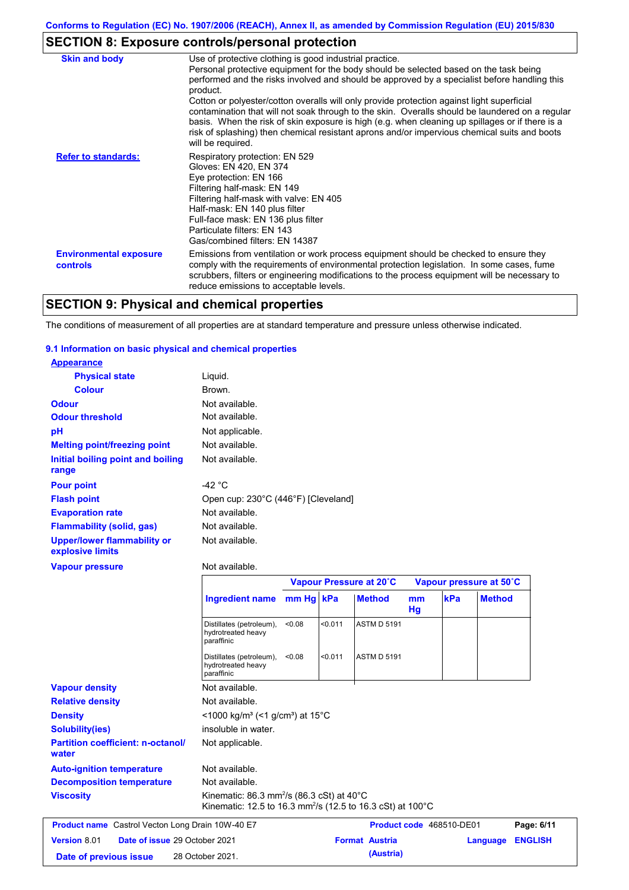Conforms to Regulation (EC) No. 1907/2006 (REACH), Annex II, as amended by Commission Regulation (EU) 2015/830

## SECTION 8: Exposure controls/personal protection

| | |
|---|---|
| **Skin and body** | Use of protective clothing is good industrial practice. Personal protective equipment for the body should be selected based on the task being performed and the risks involved and should be approved by a specialist before handling this product. Cotton or polyester/cotton overalls will only provide protection against light superficial contamination that will not soak through to the skin. Overalls should be laundered on a regular basis. When the risk of skin exposure is high (e.g. when cleaning up spillages or if there is a risk of splashing) then chemical resistant aprons and/or impervious chemical suits and boots will be required. |
| **Refer to standards:** | Respiratory protection: EN 529<br>Gloves: EN 420, EN 374<br>Eye protection: EN 166<br>Filtering half-mask: EN 149<br>Filtering half-mask with valve: EN 405<br>Half-mask: EN 140 plus filter<br>Full-face mask: EN 136 plus filter<br>Particulate filters: EN 143<br>Gas/combined filters: EN 14387 |
| **Environmental exposure controls** | Emissions from ventilation or work process equipment should be checked to ensure they comply with the requirements of environmental protection legislation. In some cases, fume scrubbers, filters or engineering modifications to the process equipment will be necessary to reduce emissions to acceptable levels. |

## SECTION 9: Physical and chemical properties

The conditions of measurement of all properties are at standard temperature and pressure unless otherwise indicated.

### 9.1 Information on basic physical and chemical properties

**Appearance**

| | |
|---|---|
| **Physical state** | Liquid. |
| **Colour** | Brown. |
| **Odour** | Not available. |
| **Odour threshold** | Not available. |
| **pH** | Not applicable. |
| **Melting point/freezing point** | Not available. |
| **Initial boiling point and boiling range** | Not available. |
| **Pour point** | -42 °C |
| **Flash point** | Open cup: 230°C (446°F) [Cleveland] |
| **Evaporation rate** | Not available. |
| **Flammability (solid, gas)** | Not available. |
| **Upper/lower flammability or explosive limits** | Not available. |
| **Vapour pressure** | Not available. |

| Ingredient name | Vapour Pressure at 20˚C | | | Vapour pressure at 50˚C | | |
|---|---|---|---|---|---|---|
| | mm Hg | kPa | Method | mm Hg | kPa | Method |
| Distillates (petroleum), hydrotreated heavy paraffinic | <0.08 | <0.011 | ASTM D 5191 | | | |
| Distillates (petroleum), hydrotreated heavy paraffinic | <0.08 | <0.011 | ASTM D 5191 | | | |

| | |
|---|---|
| **Vapour density** | Not available. |
| **Relative density** | Not available. |
| **Density** | <1000 kg/m³ (<1 g/cm³) at 15°C |
| **Solubility(ies)** | insoluble in water. |
| **Partition coefficient: n-octanol/water** | Not applicable. |
| **Auto-ignition temperature** | Not available. |
| **Decomposition temperature** | Not available. |
| **Viscosity** | Kinematic: 86.3 $mm^2$/s (86.3 cSt) at 40°C<br>Kinematic: 12.5 to 16.3 $mm^2$/s (12.5 to 16.3 cSt) at 100°C |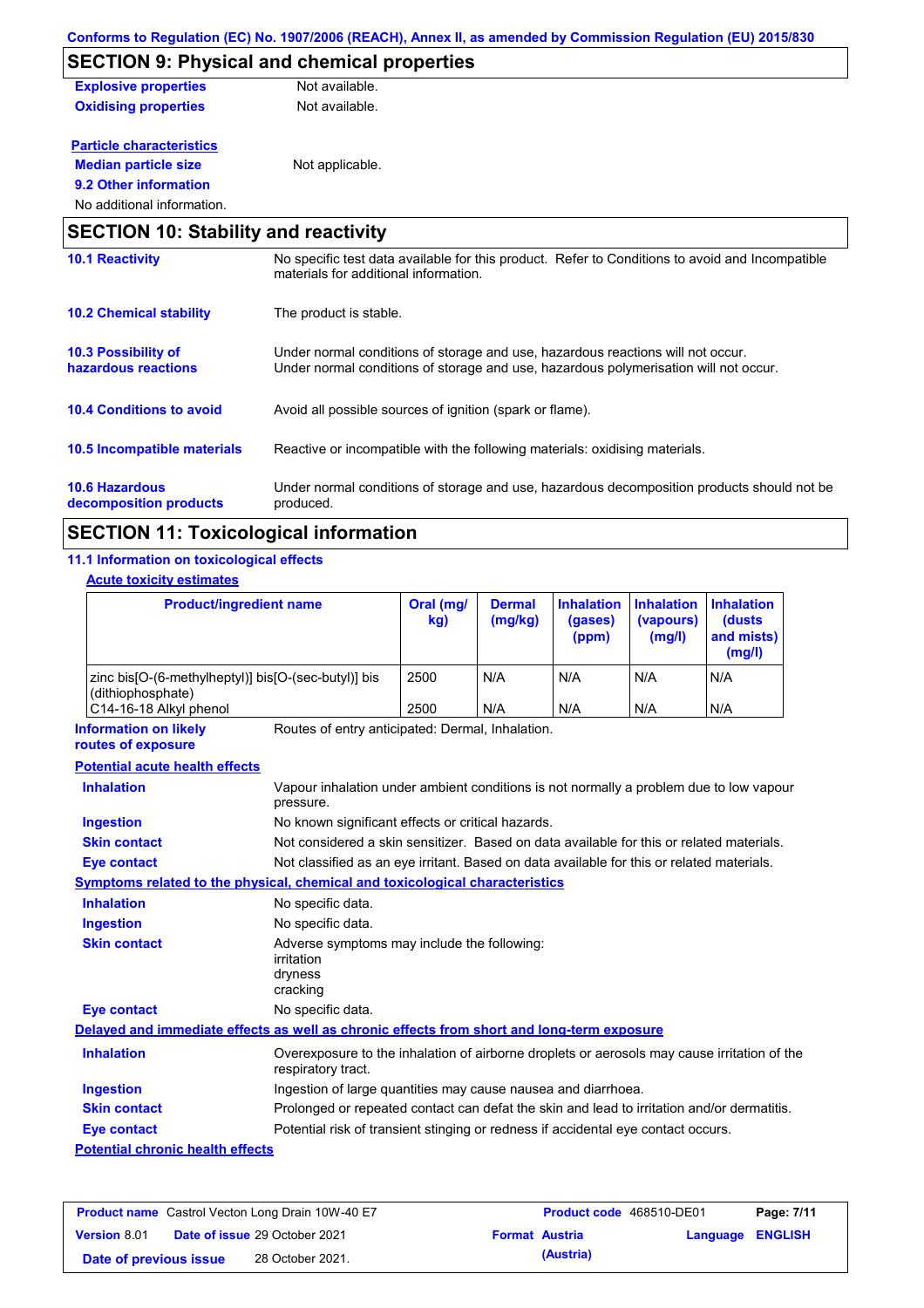## SECTION 9: Physical and chemical properties

**Explosive properties** Not available.

**Oxidising properties** Not available.

**Particle characteristics**

**Median particle size** Not applicable.

**9.2 Other information**

No additional information.

## SECTION 10: Stability and reactivity

**10.1 Reactivity** No specific test data available for this product. Refer to Conditions to avoid and Incompatible materials for additional information.

**10.2 Chemical stability** The product is stable.

**10.3 Possibility of hazardous reactions** Under normal conditions of storage and use, hazardous reactions will not occur. Under normal conditions of storage and use, hazardous polymerisation will not occur.

**10.4 Conditions to avoid** Avoid all possible sources of ignition (spark or flame).

**10.5 Incompatible materials** Reactive or incompatible with the following materials: oxidising materials.

**10.6 Hazardous decomposition products** Under normal conditions of storage and use, hazardous decomposition products should not be produced.

## SECTION 11: Toxicological information

### 11.1 Information on toxicological effects

**Acute toxicity estimates**

| Product/ingredient name | Oral (mg/kg) | Dermal (mg/kg) | Inhalation (gases) (ppm) | Inhalation (vapours) (mg/l) | Inhalation (dusts and mists) (mg/l) |
|---|---|---|---|---|---|
| zinc bis[O-(6-methylheptyl)] bis[O-(sec-butyl)] bis (dithiophosphate) | 2500 | N/A | N/A | N/A | N/A |
| C14-16-18 Alkyl phenol | 2500 | N/A | N/A | N/A | N/A |

**Information on likely routes of exposure** Routes of entry anticipated: Dermal, Inhalation.

**Potential acute health effects**

**Inhalation** Vapour inhalation under ambient conditions is not normally a problem due to low vapour pressure.

**Ingestion** No known significant effects or critical hazards.

**Skin contact** Not considered a skin sensitizer. Based on data available for this or related materials.

**Eye contact** Not classified as an eye irritant. Based on data available for this or related materials.

**Symptoms related to the physical, chemical and toxicological characteristics**

**Inhalation** No specific data.

**Ingestion** No specific data.

**Skin contact** Adverse symptoms may include the following:
irritation
dryness
cracking

**Eye contact** No specific data.

**Delayed and immediate effects as well as chronic effects from short and long-term exposure**

**Inhalation** Overexposure to the inhalation of airborne droplets or aerosols may cause irritation of the respiratory tract.

**Ingestion** Ingestion of large quantities may cause nausea and diarrhoea.

**Skin contact** Prolonged or repeated contact can defat the skin and lead to irritation and/or dermatitis.

**Eye contact** Potential risk of transient stinging or redness if accidental eye contact occurs.

**Potential chronic health effects**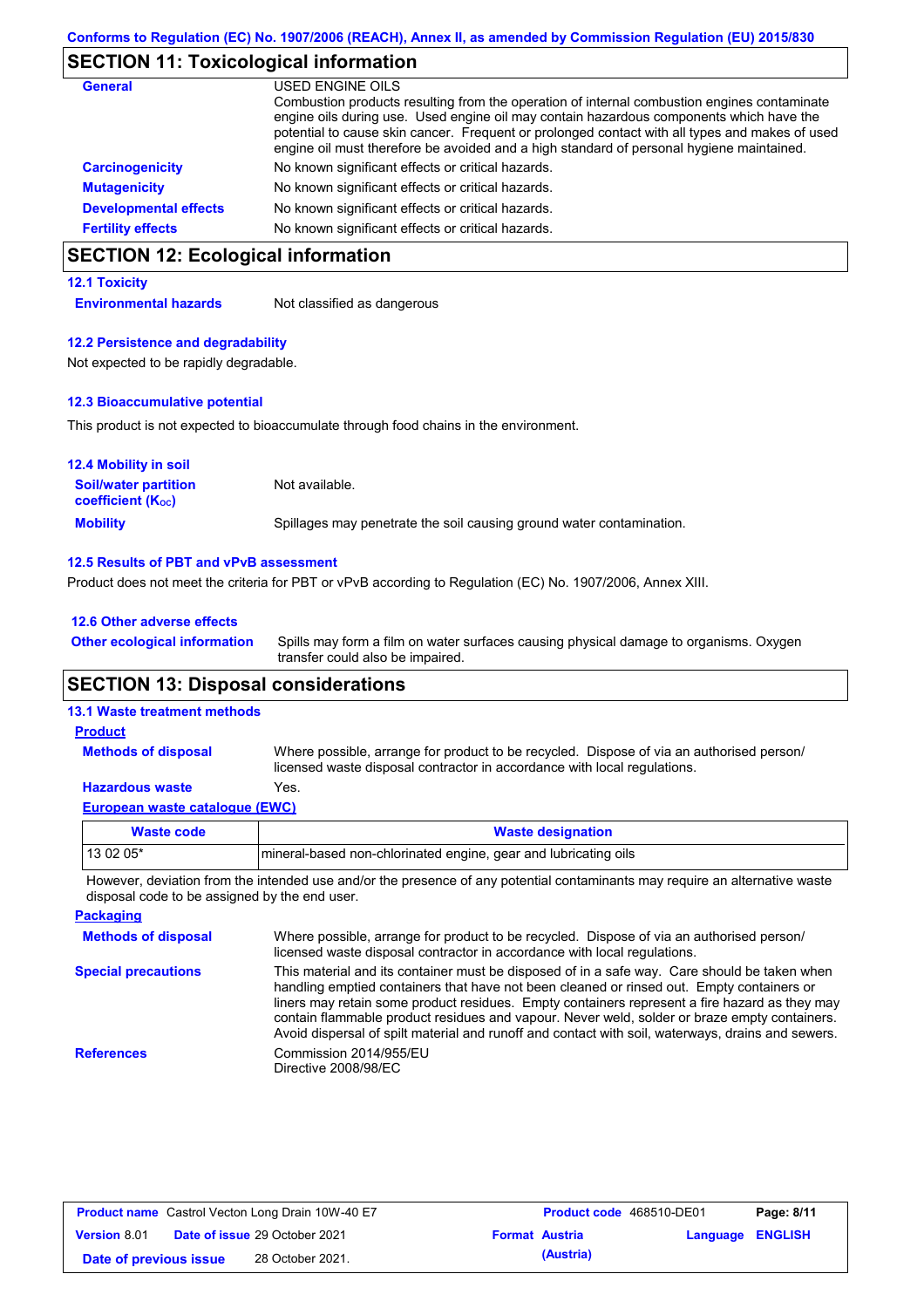## SECTION 11: Toxicological information

**General**

USED ENGINE OILS
Combustion products resulting from the operation of internal combustion engines contaminate engine oils during use. Used engine oil may contain hazardous components which have the potential to cause skin cancer. Frequent or prolonged contact with all types and makes of used engine oil must therefore be avoided and a high standard of personal hygiene maintained.

**Carcinogenicity** No known significant effects or critical hazards.

**Mutagenicity** No known significant effects or critical hazards.

**Developmental effects** No known significant effects or critical hazards.

**Fertility effects** No known significant effects or critical hazards.

## SECTION 12: Ecological information

### 12.1 Toxicity

**Environmental hazards** Not classified as dangerous

### 12.2 Persistence and degradability

Not expected to be rapidly degradable.

### 12.3 Bioaccumulative potential

This product is not expected to bioaccumulate through food chains in the environment.

### 12.4 Mobility in soil

**Soil/water partition coefficient ($K_{OC}$)** Not available.

**Mobility** Spillages may penetrate the soil causing ground water contamination.

### 12.5 Results of PBT and vPvB assessment

Product does not meet the criteria for PBT or vPvB according to Regulation (EC) No. 1907/2006, Annex XIII.

### 12.6 Other adverse effects

**Other ecological information** Spills may form a film on water surfaces causing physical damage to organisms. Oxygen transfer could also be impaired.

## SECTION 13: Disposal considerations

### 13.1 Waste treatment methods

**Product**

**Methods of disposal** Where possible, arrange for product to be recycled. Dispose of via an authorised person/ licensed waste disposal contractor in accordance with local regulations.

**Hazardous waste** Yes.

**European waste catalogue (EWC)**

| Waste code | Waste designation |
|---|---|
| 13 02 05* | mineral-based non-chlorinated engine, gear and lubricating oils |

However, deviation from the intended use and/or the presence of any potential contaminants may require an alternative waste disposal code to be assigned by the end user.

**Packaging**

**Methods of disposal** Where possible, arrange for product to be recycled. Dispose of via an authorised person/ licensed waste disposal contractor in accordance with local regulations.

**Special precautions** This material and its container must be disposed of in a safe way. Care should be taken when handling emptied containers that have not been cleaned or rinsed out. Empty containers or liners may retain some product residues. Empty containers represent a fire hazard as they may contain flammable product residues and vapour. Never weld, solder or braze empty containers. Avoid dispersal of spilt material and runoff and contact with soil, waterways, drains and sewers.

**References** Commission 2014/955/EU
Directive 2008/98/EC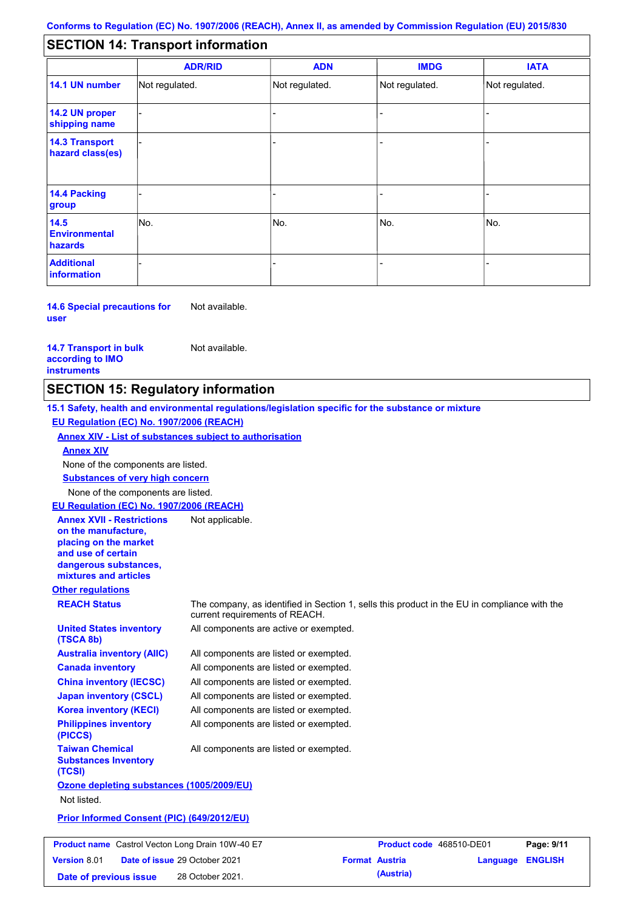## SECTION 14: Transport information

| | ADR/RID | ADN | IMDG | IATA |
|---|---|---|---|---|
| **14.1 UN number** | Not regulated. | Not regulated. | Not regulated. | Not regulated. |
| **14.2 UN proper shipping name** | - | - | - | - |
| **14.3 Transport hazard class(es)** | - | - | - | - |
| **14.4 Packing group** | - | - | - | - |
| **14.5 Environmental hazards** | No. | No. | No. | No. |
| **Additional information** | - | - | - | - |

**14.6 Special precautions for user** Not available.

**14.7 Transport in bulk according to IMO instruments** Not available.

## SECTION 15: Regulatory information

**15.1 Safety, health and environmental regulations/legislation specific for the substance or mixture**

**EU Regulation (EC) No. 1907/2006 (REACH)**

**Annex XIV - List of substances subject to authorisation**

**Annex XIV**

None of the components are listed.

**Substances of very high concern**

None of the components are listed.

**EU Regulation (EC) No. 1907/2006 (REACH)**

**Annex XVII - Restrictions on the manufacture, placing on the market and use of certain dangerous substances, mixtures and articles** Not applicable.

**Other regulations**

**REACH Status** The company, as identified in Section 1, sells this product in the EU in compliance with the current requirements of REACH.

**United States inventory (TSCA 8b)** All components are active or exempted.

**Australia inventory (AIIC)** All components are listed or exempted.

**Canada inventory** All components are listed or exempted.

**China inventory (IECSC)** All components are listed or exempted.

**Japan inventory (CSCL)** All components are listed or exempted.

**Korea inventory (KECI)** All components are listed or exempted.

**Philippines inventory (PICCS)** All components are listed or exempted.

**Taiwan Chemical Substances Inventory (TCSI)** All components are listed or exempted.

**Ozone depleting substances (1005/2009/EU)**

Not listed.

**Prior Informed Consent (PIC) (649/2012/EU)**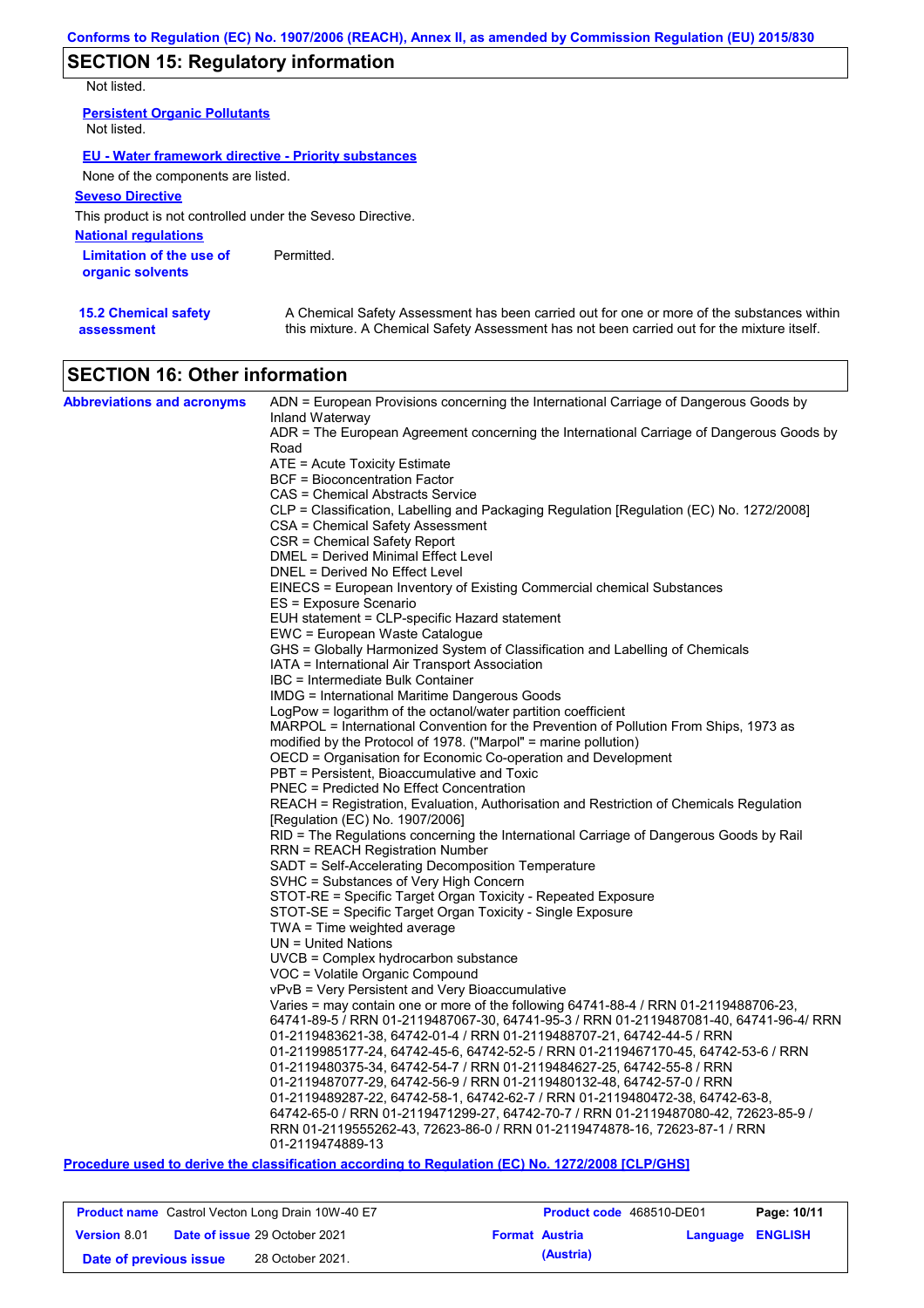## SECTION 15: Regulatory information

Not listed.

**Persistent Organic Pollutants**

Not listed.

**EU - Water framework directive - Priority substances**

None of the components are listed.

**Seveso Directive**

This product is not controlled under the Seveso Directive.

**National regulations**

**Limitation of the use of organic solvents** Permitted.

**15.2 Chemical safety assessment** A Chemical Safety Assessment has been carried out for one or more of the substances within this mixture. A Chemical Safety Assessment has not been carried out for the mixture itself.

## SECTION 16: Other information

**Abbreviations and acronyms**

ADN = European Provisions concerning the International Carriage of Dangerous Goods by Inland Waterway
ADR = The European Agreement concerning the International Carriage of Dangerous Goods by Road
ATE = Acute Toxicity Estimate
BCF = Bioconcentration Factor
CAS = Chemical Abstracts Service
CLP = Classification, Labelling and Packaging Regulation [Regulation (EC) No. 1272/2008]
CSA = Chemical Safety Assessment
CSR = Chemical Safety Report
DMEL = Derived Minimal Effect Level
DNEL = Derived No Effect Level
EINECS = European Inventory of Existing Commercial chemical Substances
ES = Exposure Scenario
EUH statement = CLP-specific Hazard statement
EWC = European Waste Catalogue
GHS = Globally Harmonized System of Classification and Labelling of Chemicals
IATA = International Air Transport Association
IBC = Intermediate Bulk Container
IMDG = International Maritime Dangerous Goods
LogPow = logarithm of the octanol/water partition coefficient
MARPOL = International Convention for the Prevention of Pollution From Ships, 1973 as modified by the Protocol of 1978. ("Marpol" = marine pollution)
OECD = Organisation for Economic Co-operation and Development
PBT = Persistent, Bioaccumulative and Toxic
PNEC = Predicted No Effect Concentration
REACH = Registration, Evaluation, Authorisation and Restriction of Chemicals Regulation [Regulation (EC) No. 1907/2006]
RID = The Regulations concerning the International Carriage of Dangerous Goods by Rail
RRN = REACH Registration Number
SADT = Self-Accelerating Decomposition Temperature
SVHC = Substances of Very High Concern
STOT-RE = Specific Target Organ Toxicity - Repeated Exposure
STOT-SE = Specific Target Organ Toxicity - Single Exposure
TWA = Time weighted average
UN = United Nations
UVCB = Complex hydrocarbon substance
VOC = Volatile Organic Compound
vPvB = Very Persistent and Very Bioaccumulative
Varies = may contain one or more of the following 64741-88-4 / RRN 01-2119488706-23, 64741-89-5 / RRN 01-2119487067-30, 64741-95-3 / RRN 01-2119487081-40, 64741-96-4/ RRN 01-2119483621-38, 64742-01-4 / RRN 01-2119488707-21, 64742-44-5 / RRN 01-2119985177-24, 64742-45-6, 64742-52-5 / RRN 01-2119467170-45, 64742-53-6 / RRN 01-2119480375-34, 64742-54-7 / RRN 01-2119484627-25, 64742-55-8 / RRN 01-2119487077-29, 64742-56-9 / RRN 01-2119480132-48, 64742-57-0 / RRN 01-2119489287-22, 64742-58-1, 64742-62-7 / RRN 01-2119480472-38, 64742-63-8, 64742-65-0 / RRN 01-2119471299-27, 64742-70-7 / RRN 01-2119487080-42, 72623-85-9 / RRN 01-2119555262-43, 72623-86-0 / RRN 01-2119474878-16, 72623-87-1 / RRN 01-2119474889-13

**Procedure used to derive the classification according to Regulation (EC) No. 1272/2008 [CLP/GHS]**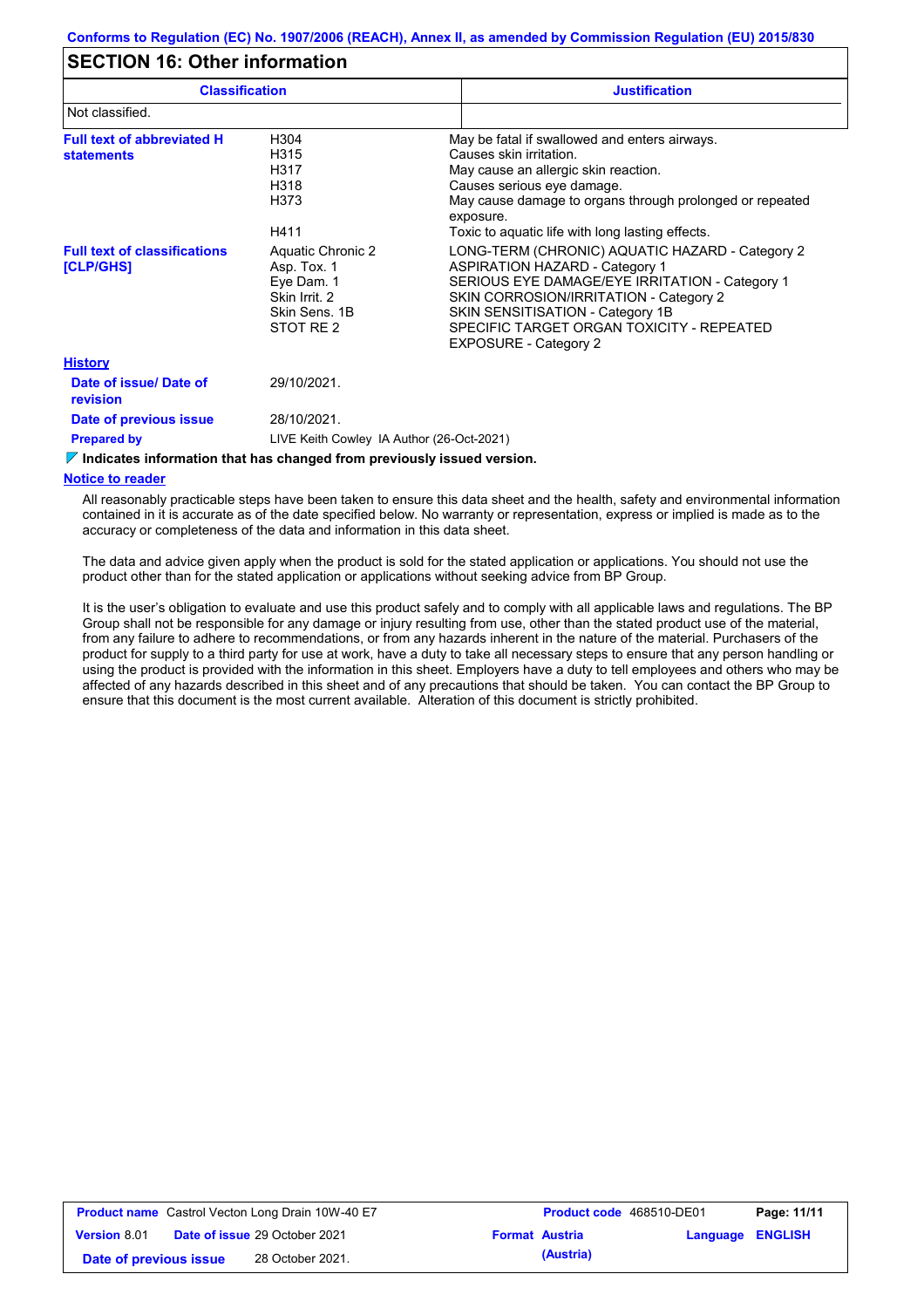## SECTION 16: Other information

| Classification | Justification |
| --- | --- |
| Not classified. | |

**Full text of abbreviated H statements**

| | |
| --- | --- |
| H304 | May be fatal if swallowed and enters airways. |
| H315 | Causes skin irritation. |
| H317 | May cause an allergic skin reaction. |
| H318 | Causes serious eye damage. |
| H373 | May cause damage to organs through prolonged or repeated exposure. |
| H411 | Toxic to aquatic life with long lasting effects. |

**Full text of classifications [CLP/GHS]**

| | |
| --- | --- |
| Aquatic Chronic 2 | LONG-TERM (CHRONIC) AQUATIC HAZARD - Category 2 |
| Asp. Tox. 1 | ASPIRATION HAZARD - Category 1 |
| Eye Dam. 1 | SERIOUS EYE DAMAGE/EYE IRRITATION - Category 1 |
| Skin Irrit. 2 | SKIN CORROSION/IRRITATION - Category 2 |
| Skin Sens. 1B | SKIN SENSITISATION - Category 1B |
| STOT RE 2 | SPECIFIC TARGET ORGAN TOXICITY - REPEATED EXPOSURE - Category 2 |

**History**

**Date of issue/ Date of revision** 29/10/2021.

**Date of previous issue** 28/10/2021.

**Prepared by** LIVE Keith Cowley IA Author (26-Oct-2021)

**Indicates information that has changed from previously issued version.**

**Notice to reader**

All reasonably practicable steps have been taken to ensure this data sheet and the health, safety and environmental information contained in it is accurate as of the date specified below. No warranty or representation, express or implied is made as to the accuracy or completeness of the data and information in this data sheet.

The data and advice given apply when the product is sold for the stated application or applications. You should not use the product other than for the stated application or applications without seeking advice from BP Group.

It is the user's obligation to evaluate and use this product safely and to comply with all applicable laws and regulations. The BP Group shall not be responsible for any damage or injury resulting from use, other than the stated product use of the material, from any failure to adhere to recommendations, or from any hazards inherent in the nature of the material. Purchasers of the product for supply to a third party for use at work, have a duty to take all necessary steps to ensure that any person handling or using the product is provided with the information in this sheet. Employers have a duty to tell employees and others who may be affected of any hazards described in this sheet and of any precautions that should be taken. You can contact the BP Group to ensure that this document is the most current available. Alteration of this document is strictly prohibited.